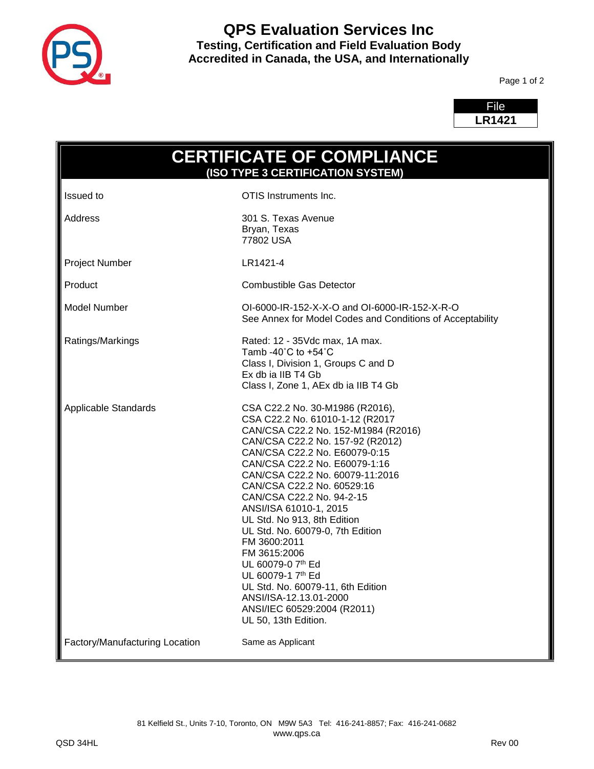# QPS Evaluation Services Inc

**Testing, Certification and Field Evaluation Body**
**Accredited in Canada, the USA, and Internationally**

| File |
|---|
| **LR1421** |

## CERTIFICATE OF COMPLIANCE

**(ISO TYPE 3 CERTIFICATION SYSTEM)**

| | |
|---|---|
| Issued to | OTIS Instruments Inc. |
| Address | 301 S. Texas Avenue<br>Bryan, Texas<br>77802 USA |
| Project Number | LR1421-4 |
| Product | Combustible Gas Detector |
| Model Number | OI-6000-IR-152-X-X-O and OI-6000-IR-152-X-R-O<br>See Annex for Model Codes and Conditions of Acceptability |
| Ratings/Markings | Rated: 12 - 35Vdc max, 1A max.<br>Tamb -40˚C to +54˚C<br>Class I, Division 1, Groups C and D<br>Ex db ia IIB T4 Gb<br>Class I, Zone 1, AEx db ia IIB T4 Gb |
| Applicable Standards | CSA C22.2 No. 30-M1986 (R2016),<br>CSA C22.2 No. 61010-1-12 (R2017<br>CAN/CSA C22.2 No. 152-M1984 (R2016)<br>CAN/CSA C22.2 No. 157-92 (R2012)<br>CAN/CSA C22.2 No. E60079-0:15<br>CAN/CSA C22.2 No. E60079-1:16<br>CAN/CSA C22.2 No. 60079-11:2016<br>CAN/CSA C22.2 No. 60529:16<br>CAN/CSA C22.2 No. 94-2-15<br>ANSI/ISA 61010-1, 2015<br>UL Std. No 913, 8th Edition<br>UL Std. No. 60079-0, 7th Edition<br>FM 3600:2011<br>FM 3615:2006<br>UL 60079-0 7th Ed<br>UL 60079-1 7th Ed<br>UL Std. No. 60079-11, 6th Edition<br>ANSI/ISA-12.13.01-2000<br>ANSI/IEC 60529:2004 (R2011)<br>UL 50, 13th Edition. |
| Factory/Manufacturing Location | Same as Applicant |

81 Kelfield St., Units 7-10, Toronto, ON M9W 5A3 Tel: 416-241-8857; Fax: 416-241-0682
www.qps.ca

QSD 34HL Rev 00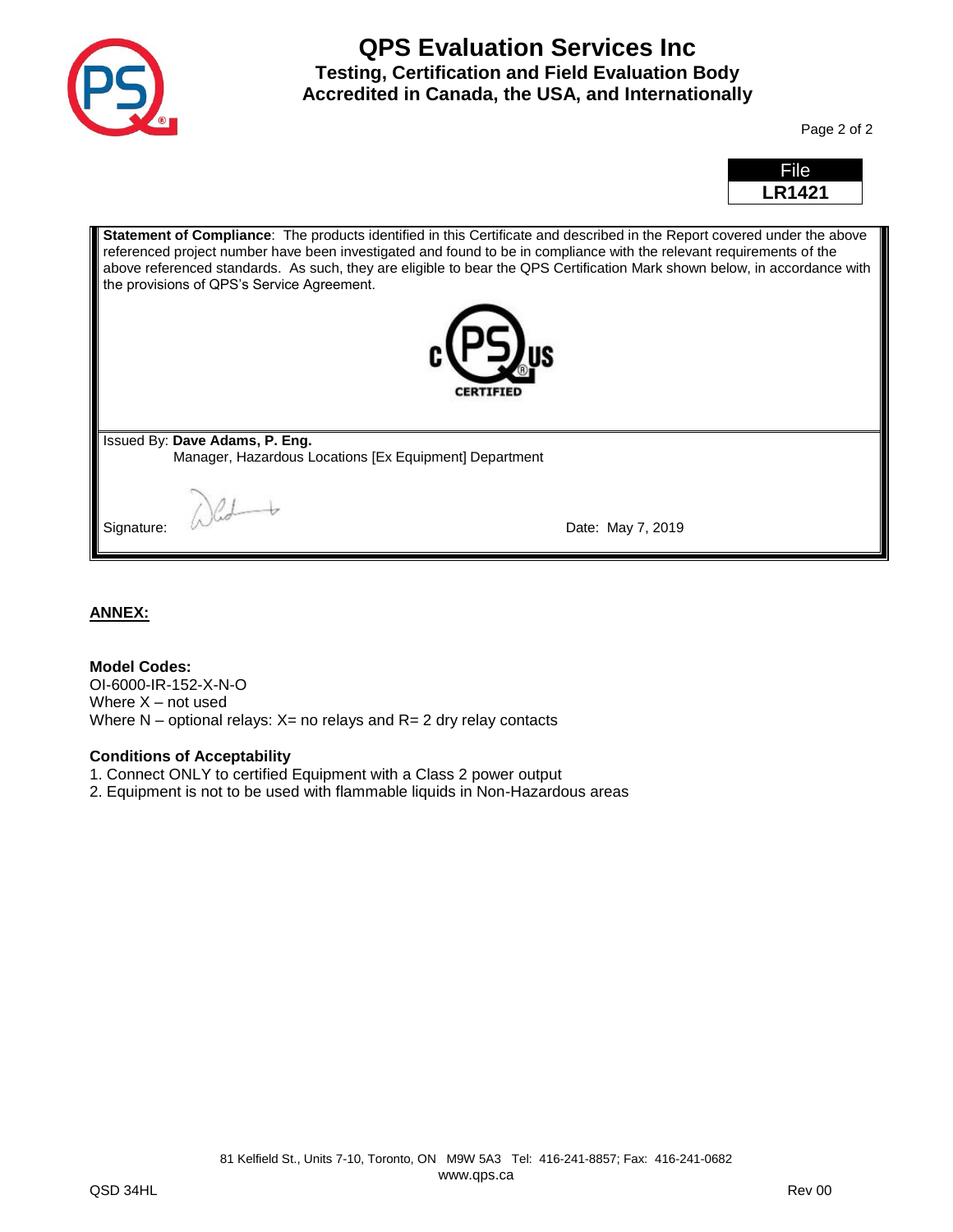| File |
| --- |
| **LR1421** |

**Statement of Compliance**: The products identified in this Certificate and described in the Report covered under the above referenced project number have been investigated and found to be in compliance with the relevant requirements of the above referenced standards. As such, they are eligible to bear the QPS Certification Mark shown below, in accordance with the provisions of QPS's Service Agreement.

Issued By: **Dave Adams, P. Eng.**
Manager, Hazardous Locations [Ex Equipment] Department

Signature:

Date: May 7, 2019

**ANNEX:**

**Model Codes:**
OI-6000-IR-152-X-N-O
Where X – not used
Where N – optional relays: X= no relays and R= 2 dry relay contacts

**Conditions of Acceptability**

1. Connect ONLY to certified Equipment with a Class 2 power output
2. Equipment is not to be used with flammable liquids in Non-Hazardous areas